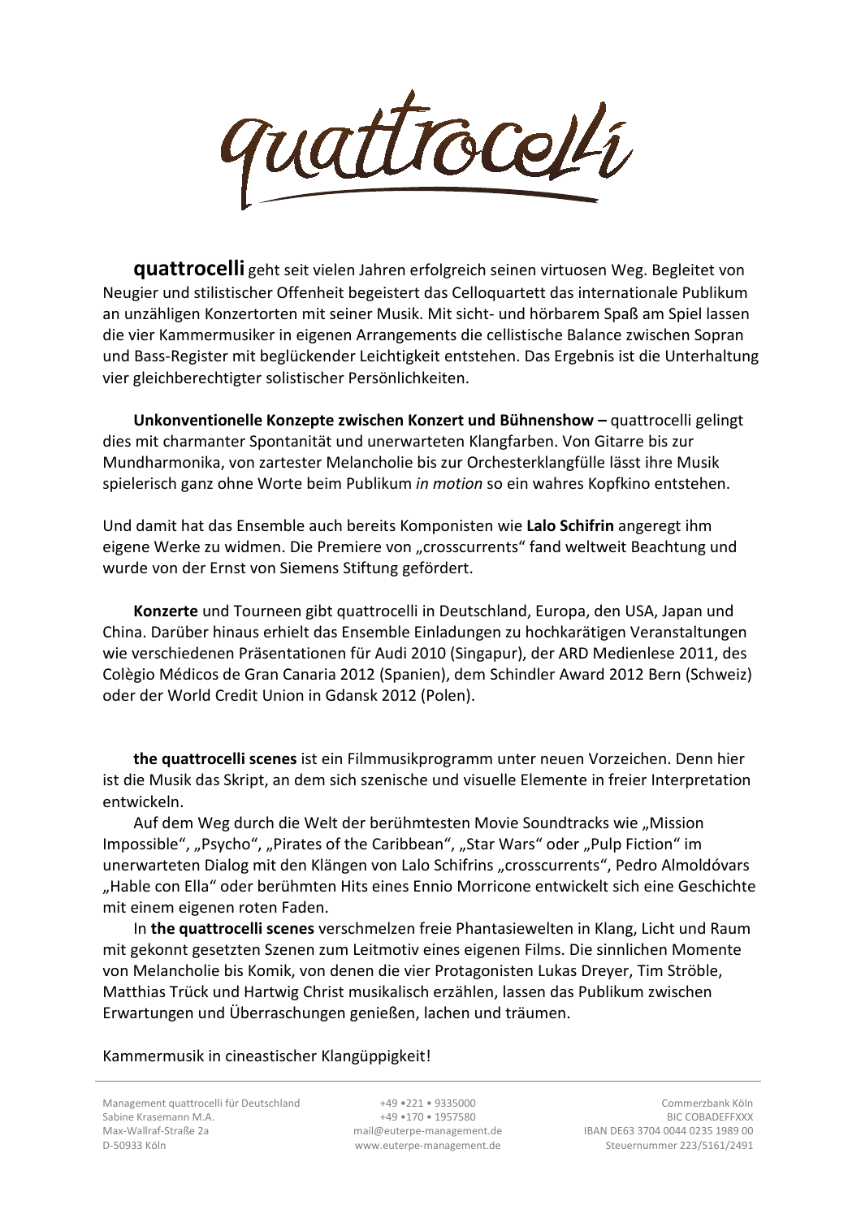# quattrocelli

**quattrocelli** geht seit vielen Jahren erfolgreich seinen virtuosen Weg. Begleitet von Neugier und stilistischer Offenheit begeistert das Celloquartett das internationale Publikum an unzähligen Konzertorten mit seiner Musik. Mit sicht- und hörbarem Spaß am Spiel lassen die vier Kammermusiker in eigenen Arrangements die cellistische Balance zwischen Sopran und Bass-Register mit beglückender Leichtigkeit entstehen. Das Ergebnis ist die Unterhaltung vier gleichberechtigter solistischer Persönlichkeiten.

**Unkonventionelle Konzepte zwischen Konzert und Bühnenshow –** quattrocelli gelingt dies mit charmanter Spontanität und unerwarteten Klangfarben. Von Gitarre bis zur Mundharmonika, von zartester Melancholie bis zur Orchesterklangfülle lässt ihre Musik spielerisch ganz ohne Worte beim Publikum *in motion* so ein wahres Kopfkino entstehen.

Und damit hat das Ensemble auch bereits Komponisten wie **Lalo Schifrin** angeregt ihm eigene Werke zu widmen. Die Premiere von „crosscurrents" fand weltweit Beachtung und wurde von der Ernst von Siemens Stiftung gefördert.

**Konzerte** und Tourneen gibt quattrocelli in Deutschland, Europa, den USA, Japan und China. Darüber hinaus erhielt das Ensemble Einladungen zu hochkarätigen Veranstaltungen wie verschiedenen Präsentationen für Audi 2010 (Singapur), der ARD Medienlese 2011, des Colègio Médicos de Gran Canaria 2012 (Spanien), dem Schindler Award 2012 Bern (Schweiz) oder der World Credit Union in Gdansk 2012 (Polen).

**the quattrocelli scenes** ist ein Filmmusikprogramm unter neuen Vorzeichen. Denn hier ist die Musik das Skript, an dem sich szenische und visuelle Elemente in freier Interpretation entwickeln.

Auf dem Weg durch die Welt der berühmtesten Movie Soundtracks wie „Mission Impossible", „Psycho", „Pirates of the Caribbean", „Star Wars" oder „Pulp Fiction" im unerwarteten Dialog mit den Klängen von Lalo Schifrins „crosscurrents", Pedro Almoldóvars „Hable con Ella" oder berühmten Hits eines Ennio Morricone entwickelt sich eine Geschichte mit einem eigenen roten Faden.

In **the quattrocelli scenes** verschmelzen freie Phantasiewelten in Klang, Licht und Raum mit gekonnt gesetzten Szenen zum Leitmotiv eines eigenen Films. Die sinnlichen Momente von Melancholie bis Komik, von denen die vier Protagonisten Lukas Dreyer, Tim Ströble, Matthias Trück und Hartwig Christ musikalisch erzählen, lassen das Publikum zwischen Erwartungen und Überraschungen genießen, lachen und träumen.

Kammermusik in cineastischer Klangüppigkeit!

Management quattrocelli für Deutschland
Sabine Krasemann M.A.
Max-Wallraf-Straße 2a
D-50933 Köln

+49 •221 • 9335000
+49 •170 • 1957580
mail@euterpe-management.de
www.euterpe-management.de

Commerzbank Köln
BIC COBADEFFXXX
IBAN DE63 3704 0044 0235 1989 00
Steuernummer 223/5161/2491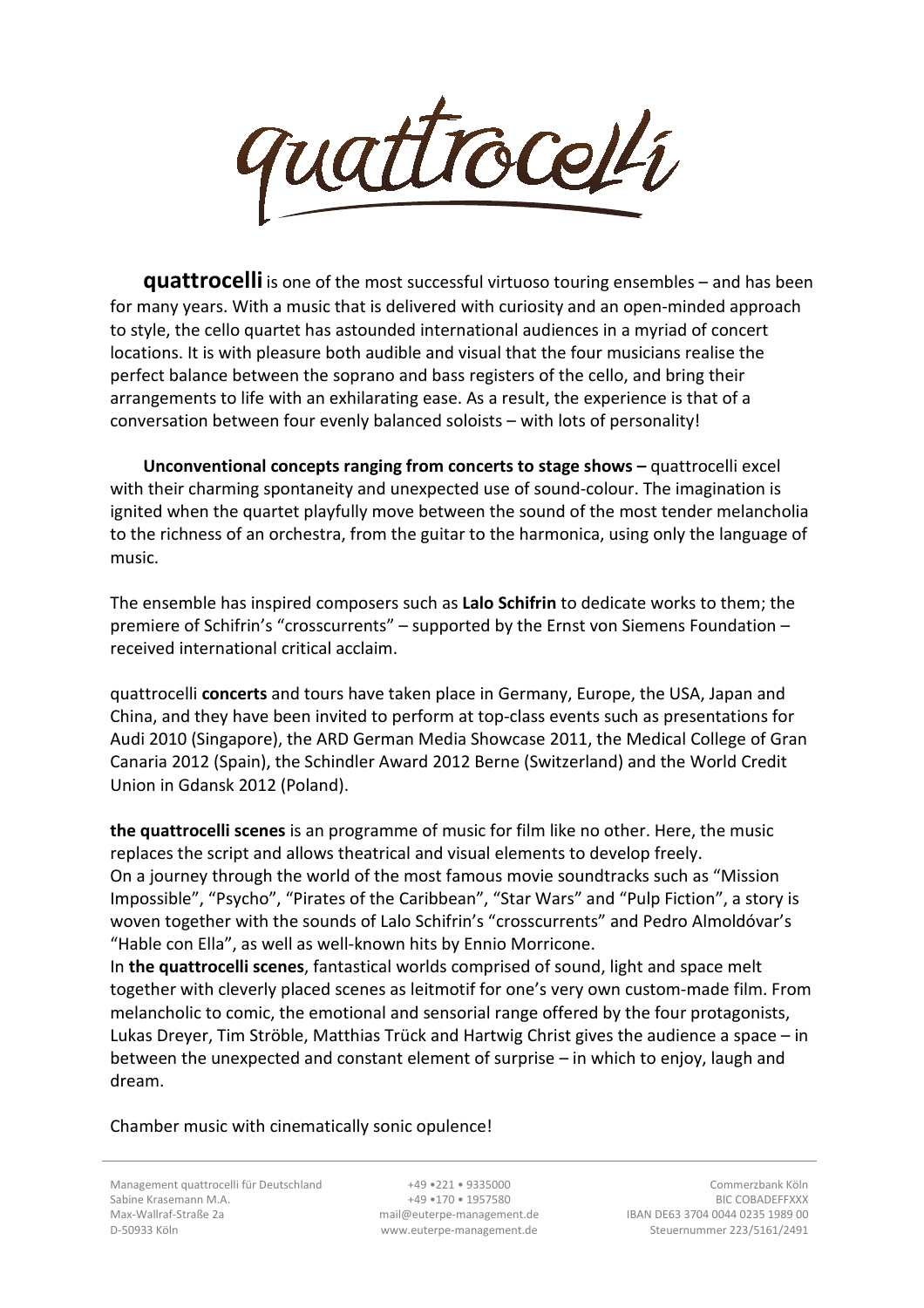# quattrocelli

**quattrocelli** is one of the most successful virtuoso touring ensembles – and has been for many years. With a music that is delivered with curiosity and an open-minded approach to style, the cello quartet has astounded international audiences in a myriad of concert locations. It is with pleasure both audible and visual that the four musicians realise the perfect balance between the soprano and bass registers of the cello, and bring their arrangements to life with an exhilarating ease. As a result, the experience is that of a conversation between four evenly balanced soloists – with lots of personality!

**Unconventional concepts ranging from concerts to stage shows –** quattrocelli excel with their charming spontaneity and unexpected use of sound-colour. The imagination is ignited when the quartet playfully move between the sound of the most tender melancholia to the richness of an orchestra, from the guitar to the harmonica, using only the language of music.

The ensemble has inspired composers such as **Lalo Schifrin** to dedicate works to them; the premiere of Schifrin's "crosscurrents" – supported by the Ernst von Siemens Foundation – received international critical acclaim.

quattrocelli **concerts** and tours have taken place in Germany, Europe, the USA, Japan and China, and they have been invited to perform at top-class events such as presentations for Audi 2010 (Singapore), the ARD German Media Showcase 2011, the Medical College of Gran Canaria 2012 (Spain), the Schindler Award 2012 Berne (Switzerland) and the World Credit Union in Gdansk 2012 (Poland).

**the quattrocelli scenes** is an programme of music for film like no other. Here, the music replaces the script and allows theatrical and visual elements to develop freely.
On a journey through the world of the most famous movie soundtracks such as "Mission Impossible", "Psycho", "Pirates of the Caribbean", "Star Wars" and "Pulp Fiction", a story is woven together with the sounds of Lalo Schifrin's "crosscurrents" and Pedro Almoldóvar's "Hable con Ella", as well as well-known hits by Ennio Morricone.
In **the quattrocelli scenes**, fantastical worlds comprised of sound, light and space melt together with cleverly placed scenes as leitmotif for one's very own custom-made film. From melancholic to comic, the emotional and sensorial range offered by the four protagonists, Lukas Dreyer, Tim Ströble, Matthias Trück and Hartwig Christ gives the audience a space – in between the unexpected and constant element of surprise – in which to enjoy, laugh and dream.

Chamber music with cinematically sonic opulence!

Management quattrocelli für Deutschland
Sabine Krasemann M.A.
Max-Wallraf-Straße 2a
D-50933 Köln

+49 •221 • 9335000
+49 •170 • 1957580
mail@euterpe-management.de
www.euterpe-management.de

Commerzbank Köln
BIC COBADEFFXXX
IBAN DE63 3704 0044 0235 1989 00
Steuernummer 223/5161/2491